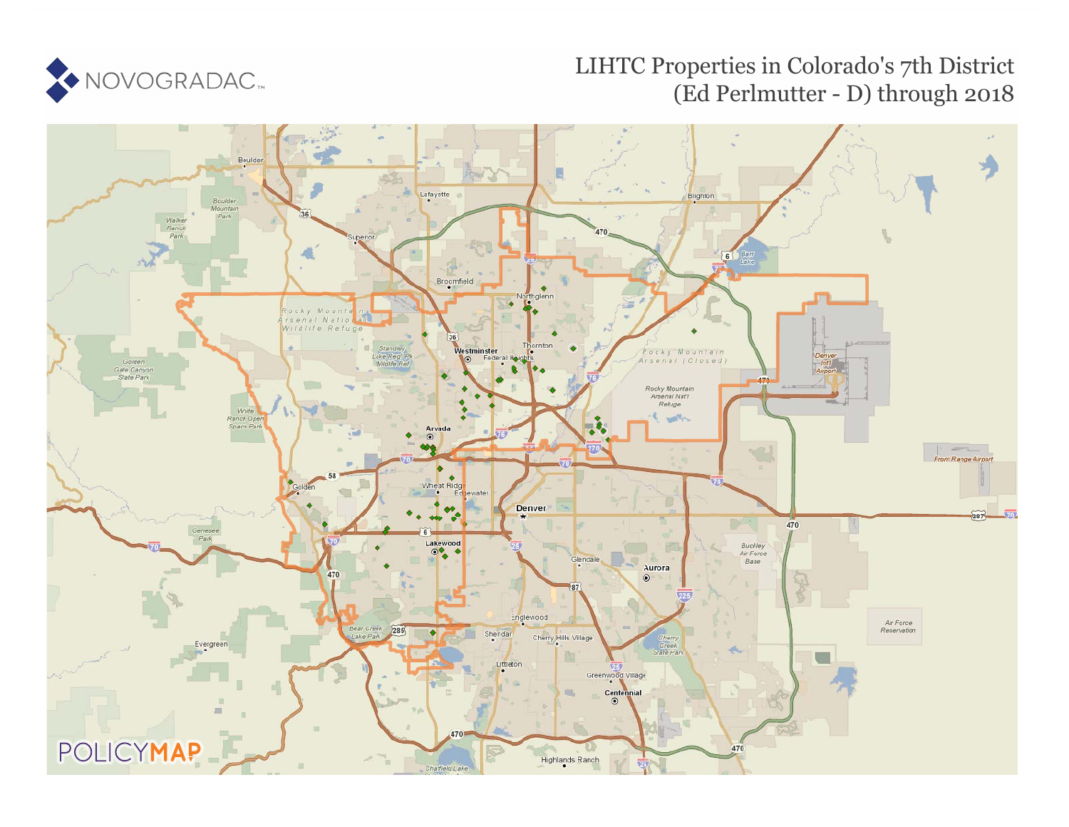NOVOGRADAC

# LIHTC Properties in Colorado's 7th District (Ed Perlmutter - D) through 2018

POLICYMAP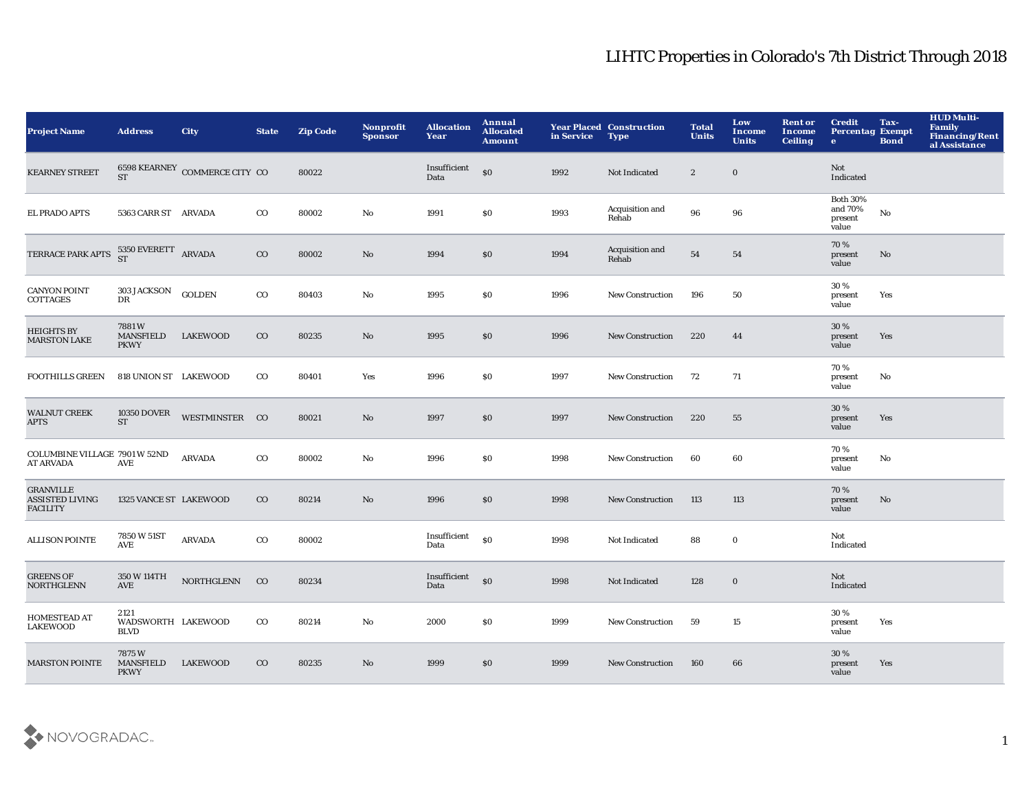# LIHTC Properties in Colorado's 7th District Through 2018

| Project Name | Address | City | State | Zip Code | Nonprofit Sponsor | Allocation Year | Annual Allocated Amount | Year Placed in Service | Construction Type | Total Units | Low Income Units | Rent or Income Ceiling | Credit Percentage | Tax-Exempt Bond | HUD Multi-Family Financing/Rental Assistance |
|---|---|---|---|---|---|---|---|---|---|---|---|---|---|---|---|
| KEARNEY STREET | 6598 KEARNEY ST | COMMERCE CITY | CO | 80022 | | Insufficient Data | $0 | 1992 | Not Indicated | 2 | 0 | | Not Indicated | | |
| EL PRADO APTS | 5363 CARR ST | ARVADA | CO | 80002 | No | 1991 | $0 | 1993 | Acquisition and Rehab | 96 | 96 | | Both 30% and 70% present value | No | |
| TERRACE PARK APTS | 5350 EVERETT ST | ARVADA | CO | 80002 | No | 1994 | $0 | 1994 | Acquisition and Rehab | 54 | 54 | | 70 % present value | No | |
| CANYON POINT COTTAGES | 303 JACKSON DR | GOLDEN | CO | 80403 | No | 1995 | $0 | 1996 | New Construction | 196 | 50 | | 30 % present value | Yes | |
| HEIGHTS BY MARSTON LAKE | 7881 W MANSFIELD PKWY | LAKEWOOD | CO | 80235 | No | 1995 | $0 | 1996 | New Construction | 220 | 44 | | 30 % present value | Yes | |
| FOOTHILLS GREEN | 818 UNION ST | LAKEWOOD | CO | 80401 | Yes | 1996 | $0 | 1997 | New Construction | 72 | 71 | | 70 % present value | No | |
| WALNUT CREEK APTS | 10350 DOVER ST | WESTMINSTER | CO | 80021 | No | 1997 | $0 | 1997 | New Construction | 220 | 55 | | 30 % present value | Yes | |
| COLUMBINE VILLAGE AT ARVADA | 7901 W 52ND AVE | ARVADA | CO | 80002 | No | 1996 | $0 | 1998 | New Construction | 60 | 60 | | 70 % present value | No | |
| GRANVILLE ASSISTED LIVING FACILITY | 1325 VANCE ST | LAKEWOOD | CO | 80214 | No | 1996 | $0 | 1998 | New Construction | 113 | 113 | | 70 % present value | No | |
| ALLISON POINTE | 7850 W 51ST AVE | ARVADA | CO | 80002 | | Insufficient Data | $0 | 1998 | Not Indicated | 88 | 0 | | Not Indicated | | |
| GREENS OF NORTHGLENN | 350 W 114TH AVE | NORTHGLENN | CO | 80234 | | Insufficient Data | $0 | 1998 | Not Indicated | 128 | 0 | | Not Indicated | | |
| HOMESTEAD AT LAKEWOOD | 2121 WADSWORTH BLVD | LAKEWOOD | CO | 80214 | No | 2000 | $0 | 1999 | New Construction | 59 | 15 | | 30 % present value | Yes | |
| MARSTON POINTE | 7875 W MANSFIELD PKWY | LAKEWOOD | CO | 80235 | No | 1999 | $0 | 1999 | New Construction | 160 | 66 | | 30 % present value | Yes | |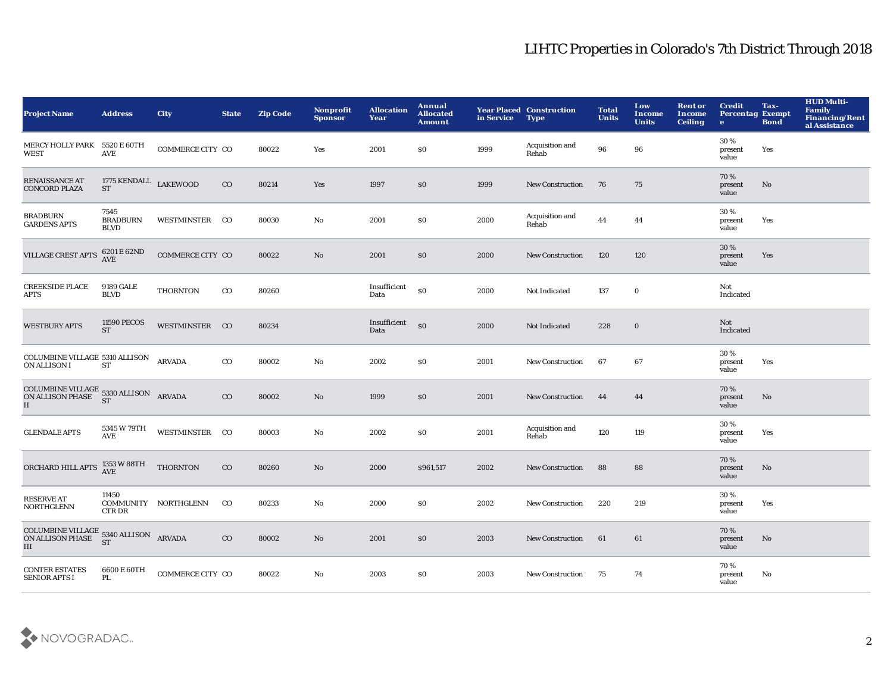# LIHTC Properties in Colorado's 7th District Through 2018

| Project Name | Address | City | State | Zip Code | Nonprofit Sponsor | Allocation Year | Annual Allocated Amount | Year Placed in Service | Construction Type | Total Units | Low Income Units | Rent or Income Ceiling | Credit Percentage | Tax-Exempt Bond | HUD Multi-Family Financing/Rental Assistance |
|---|---|---|---|---|---|---|---|---|---|---|---|---|---|---|---|
| MERCY HOLLY PARK WEST | 5520 E 60TH AVE | COMMERCE CITY | CO | 80022 | Yes | 2001 | $0 | 1999 | Acquisition and Rehab | 96 | 96 | | 30 % present value | Yes | |
| RENAISSANCE AT CONCORD PLAZA | 1775 KENDALL ST | LAKEWOOD | CO | 80214 | Yes | 1997 | $0 | 1999 | New Construction | 76 | 75 | | 70 % present value | No | |
| BRADBURN GARDENS APTS | 7545 BRADBURN BLVD | WESTMINSTER | CO | 80030 | No | 2001 | $0 | 2000 | Acquisition and Rehab | 44 | 44 | | 30 % present value | Yes | |
| VILLAGE CREST APTS | 6201 E 62ND AVE | COMMERCE CITY | CO | 80022 | No | 2001 | $0 | 2000 | New Construction | 120 | 120 | | 30 % present value | Yes | |
| CREEKSIDE PLACE APTS | 9189 GALE BLVD | THORNTON | CO | 80260 | | Insufficient Data | $0 | 2000 | Not Indicated | 137 | 0 | | Not Indicated | | |
| WESTBURY APTS | 11590 PECOS ST | WESTMINSTER | CO | 80234 | | Insufficient Data | $0 | 2000 | Not Indicated | 228 | 0 | | Not Indicated | | |
| COLUMBINE VILLAGE ON ALLISON I | 5310 ALLISON ST | ARVADA | CO | 80002 | No | 2002 | $0 | 2001 | New Construction | 67 | 67 | | 30 % present value | Yes | |
| COLUMBINE VILLAGE ON ALLISON PHASE II | 5330 ALLISON ST | ARVADA | CO | 80002 | No | 1999 | $0 | 2001 | New Construction | 44 | 44 | | 70 % present value | No | |
| GLENDALE APTS | 5345 W 79TH AVE | WESTMINSTER | CO | 80003 | No | 2002 | $0 | 2001 | Acquisition and Rehab | 120 | 119 | | 30 % present value | Yes | |
| ORCHARD HILL APTS | 1353 W 88TH AVE | THORNTON | CO | 80260 | No | 2000 | $961,517 | 2002 | New Construction | 88 | 88 | | 70 % present value | No | |
| RESERVE AT NORTHGLENN | 11450 COMMUNITY CTR DR | NORTHGLENN | CO | 80233 | No | 2000 | $0 | 2002 | New Construction | 220 | 219 | | 30 % present value | Yes | |
| COLUMBINE VILLAGE ON ALLISON PHASE III | 5340 ALLISON ST | ARVADA | CO | 80002 | No | 2001 | $0 | 2003 | New Construction | 61 | 61 | | 70 % present value | No | |
| CONTER ESTATES SENIOR APTS I | 6600 E 60TH PL | COMMERCE CITY | CO | 80022 | No | 2003 | $0 | 2003 | New Construction | 75 | 74 | | 70 % present value | No | |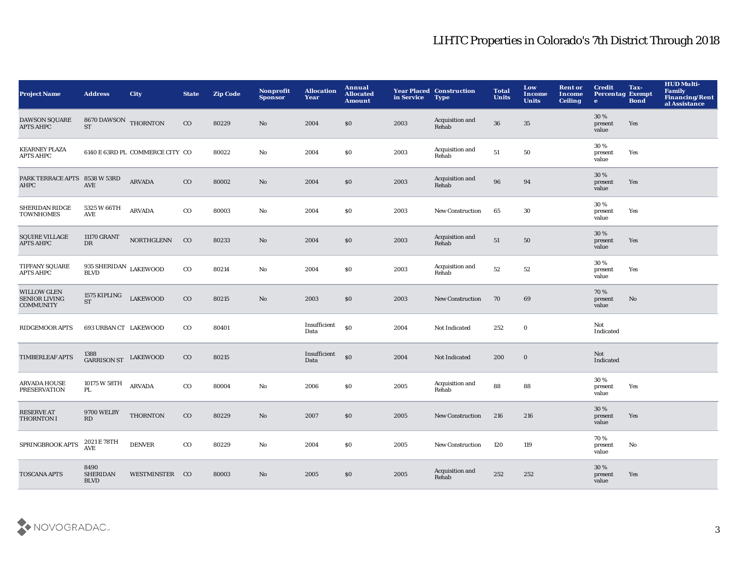# LIHTC Properties in Colorado's 7th District Through 2018

| Project Name | Address | City | State | Zip Code | Nonprofit Sponsor | Allocation Year | Annual Allocated Amount | Year Placed in Service | Construction Type | Total Units | Low Income Units | Rent or Income Ceiling | Credit Percentage | Tax-Exempt Bond | HUD Multi-Family Financing/Rental Assistance |
|---|---|---|---|---|---|---|---|---|---|---|---|---|---|---|---|
| DAWSON SQUARE APTS AHPC | 8670 DAWSON ST | THORNTON | CO | 80229 | No | 2004 | $0 | 2003 | Acquisition and Rehab | 36 | 35 | | 30 % present value | Yes | |
| KEARNEY PLAZA APTS AHPC | 6140 E 63RD PL | COMMERCE CITY | CO | 80022 | No | 2004 | $0 | 2003 | Acquisition and Rehab | 51 | 50 | | 30 % present value | Yes | |
| PARK TERRACE APTS AHPC | 8538 W 53RD AVE | ARVADA | CO | 80002 | No | 2004 | $0 | 2003 | Acquisition and Rehab | 96 | 94 | | 30 % present value | Yes | |
| SHERIDAN RIDGE TOWNHOMES | 5325 W 66TH AVE | ARVADA | CO | 80003 | No | 2004 | $0 | 2003 | New Construction | 65 | 30 | | 30 % present value | Yes | |
| SQUIRE VILLAGE APTS AHPC | 11170 GRANT DR | NORTHGLENN | CO | 80233 | No | 2004 | $0 | 2003 | Acquisition and Rehab | 51 | 50 | | 30 % present value | Yes | |
| TIFFANY SQUARE APTS AHPC | 935 SHERIDAN BLVD | LAKEWOOD | CO | 80214 | No | 2004 | $0 | 2003 | Acquisition and Rehab | 52 | 52 | | 30 % present value | Yes | |
| WILLOW GLEN SENIOR LIVING COMMUNITY | 1575 KIPLING ST | LAKEWOOD | CO | 80215 | No | 2003 | $0 | 2003 | New Construction | 70 | 69 | | 70 % present value | No | |
| RIDGEMOOR APTS | 693 URBAN CT | LAKEWOOD | CO | 80401 | | Insufficient Data | $0 | 2004 | Not Indicated | 252 | 0 | | Not Indicated | | |
| TIMBERLEAF APTS | 1388 GARRISON ST | LAKEWOOD | CO | 80215 | | Insufficient Data | $0 | 2004 | Not Indicated | 200 | 0 | | Not Indicated | | |
| ARVADA HOUSE PRESERVATION | 10175 W 58TH PL | ARVADA | CO | 80004 | No | 2006 | $0 | 2005 | Acquisition and Rehab | 88 | 88 | | 30 % present value | Yes | |
| RESERVE AT THORNTON I | 9700 WELBY RD | THORNTON | CO | 80229 | No | 2007 | $0 | 2005 | New Construction | 216 | 216 | | 30 % present value | Yes | |
| SPRINGBROOK APTS | 2021 E 78TH AVE | DENVER | CO | 80229 | No | 2004 | $0 | 2005 | New Construction | 120 | 119 | | 70 % present value | No | |
| TOSCANA APTS | 8490 SHERIDAN BLVD | WESTMINSTER | CO | 80003 | No | 2005 | $0 | 2005 | Acquisition and Rehab | 252 | 252 | | 30 % present value | Yes | |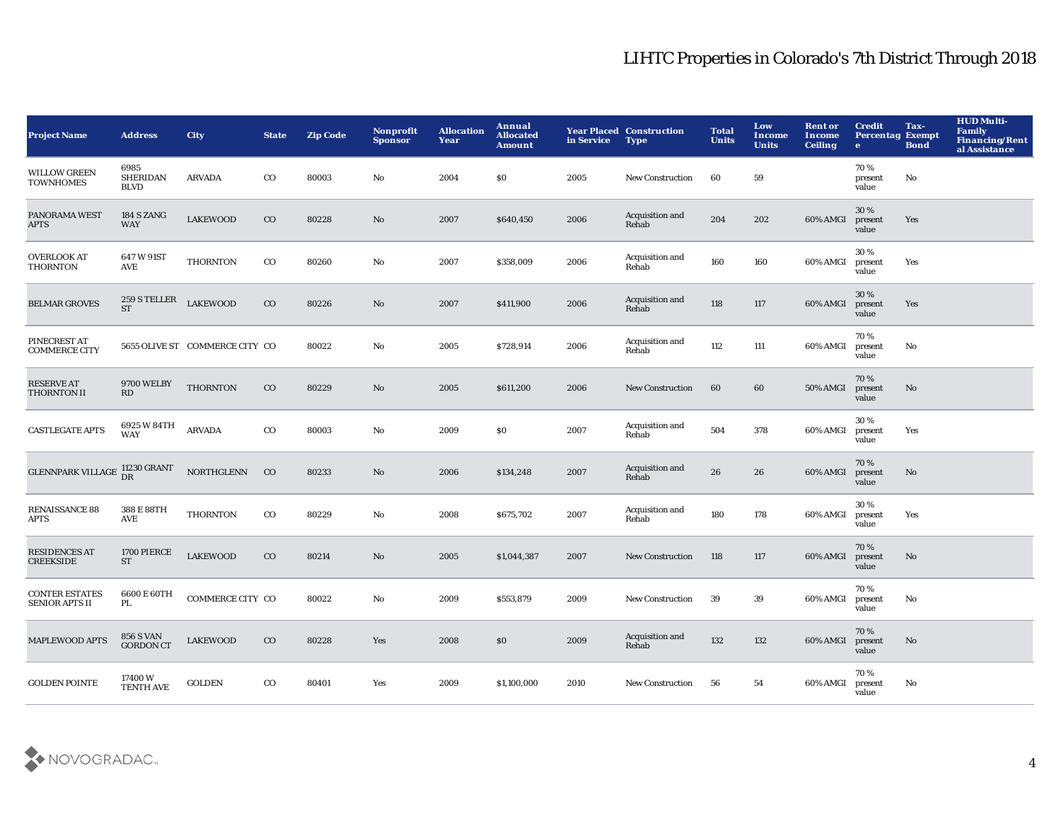# LIHTC Properties in Colorado's 7th District Through 2018

| Project Name | Address | City | State | Zip Code | Nonprofit Sponsor | Allocation Year | Annual Allocated Amount | Year Placed in Service | Construction Type | Total Units | Low Income Units | Rent or Income Ceiling | Credit Percentage | Tax-Exempt Bond | HUD Multi-Family Financing/Rental Assistance |
|---|---|---|---|---|---|---|---|---|---|---|---|---|---|---|---|
| WILLOW GREEN TOWNHOMES | 6985 SHERIDAN BLVD | ARVADA | CO | 80003 | No | 2004 | $0 | 2005 | New Construction | 60 | 59 | | 70 % present value | No | |
| PANORAMA WEST APTS | 184 S ZANG WAY | LAKEWOOD | CO | 80228 | No | 2007 | $640,450 | 2006 | Acquisition and Rehab | 204 | 202 | 60% AMGI | 30 % present value | Yes | |
| OVERLOOK AT THORNTON | 647 W 91ST AVE | THORNTON | CO | 80260 | No | 2007 | $358,009 | 2006 | Acquisition and Rehab | 160 | 160 | 60% AMGI | 30 % present value | Yes | |
| BELMAR GROVES | 259 S TELLER ST | LAKEWOOD | CO | 80226 | No | 2007 | $411,900 | 2006 | Acquisition and Rehab | 118 | 117 | 60% AMGI | 30 % present value | Yes | |
| PINECREST AT COMMERCE CITY | 5655 OLIVE ST | COMMERCE CITY | CO | 80022 | No | 2005 | $728,914 | 2006 | Acquisition and Rehab | 112 | 111 | 60% AMGI | 70 % present value | No | |
| RESERVE AT THORNTON II | 9700 WELBY RD | THORNTON | CO | 80229 | No | 2005 | $611,200 | 2006 | New Construction | 60 | 60 | 50% AMGI | 70 % present value | No | |
| CASTLEGATE APTS | 6925 W 84TH WAY | ARVADA | CO | 80003 | No | 2009 | $0 | 2007 | Acquisition and Rehab | 504 | 378 | 60% AMGI | 30 % present value | Yes | |
| GLENNPARK VILLAGE | 11230 GRANT DR | NORTHGLENN | CO | 80233 | No | 2006 | $134,248 | 2007 | Acquisition and Rehab | 26 | 26 | 60% AMGI | 70 % present value | No | |
| RENAISSANCE 88 APTS | 388 E 88TH AVE | THORNTON | CO | 80229 | No | 2008 | $675,702 | 2007 | Acquisition and Rehab | 180 | 178 | 60% AMGI | 30 % present value | Yes | |
| RESIDENCES AT CREEKSIDE | 1700 PIERCE ST | LAKEWOOD | CO | 80214 | No | 2005 | $1,044,387 | 2007 | New Construction | 118 | 117 | 60% AMGI | 70 % present value | No | |
| CONTER ESTATES SENIOR APTS II | 6600 E 60TH PL | COMMERCE CITY | CO | 80022 | No | 2009 | $553,879 | 2009 | New Construction | 39 | 39 | 60% AMGI | 70 % present value | No | |
| MAPLEWOOD APTS | 856 S VAN GORDON CT | LAKEWOOD | CO | 80228 | Yes | 2008 | $0 | 2009 | Acquisition and Rehab | 132 | 132 | 60% AMGI | 70 % present value | No | |
| GOLDEN POINTE | 17400 W TENTH AVE | GOLDEN | CO | 80401 | Yes | 2009 | $1,100,000 | 2010 | New Construction | 56 | 54 | 60% AMGI | 70 % present value | No | |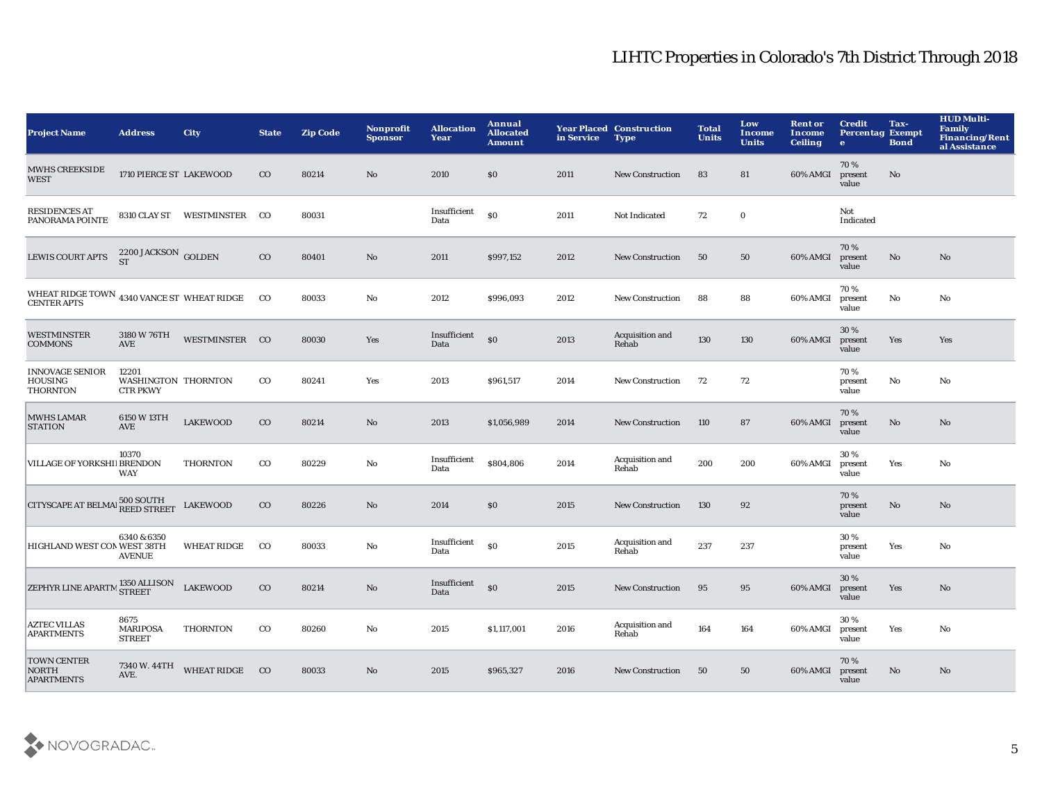# LIHTC Properties in Colorado's 7th District Through 2018

| Project Name | Address | City | State | Zip Code | Nonprofit Sponsor | Allocation Year | Annual Allocated Amount | Year Placed in Service | Construction Type | Total Units | Low Income Units | Rent or Income Ceiling | Credit Percentage | Tax-Exempt Bond | HUD Multi-Family Financing/Rental Assistance |
|---|---|---|---|---|---|---|---|---|---|---|---|---|---|---|---|
| MWHS CREEKSIDE WEST | 1710 PIERCE ST | LAKEWOOD | CO | 80214 | No | 2010 | $0 | 2011 | New Construction | 83 | 81 | 60% AMGI | 70 % present value | No | |
| RESIDENCES AT PANORAMA POINTE | 8310 CLAY ST | WESTMINSTER | CO | 80031 | | Insufficient Data | $0 | 2011 | Not Indicated | 72 | 0 | | Not Indicated | | |
| LEWIS COURT APTS | 2200 JACKSON ST | GOLDEN | CO | 80401 | No | 2011 | $997,152 | 2012 | New Construction | 50 | 50 | 60% AMGI | 70 % present value | No | No |
| WHEAT RIDGE TOWN CENTER APTS | 4340 VANCE ST | WHEAT RIDGE | CO | 80033 | No | 2012 | $996,093 | 2012 | New Construction | 88 | 88 | 60% AMGI | 70 % present value | No | No |
| WESTMINSTER COMMONS | 3180 W 76TH AVE | WESTMINSTER | CO | 80030 | Yes | Insufficient Data | $0 | 2013 | Acquisition and Rehab | 130 | 130 | 60% AMGI | 30 % present value | Yes | Yes |
| INNOVAGE SENIOR HOUSING THORNTON | 12201 WASHINGTON CTR PKWY | THORNTON | CO | 80241 | Yes | 2013 | $961,517 | 2014 | New Construction | 72 | 72 | | 70 % present value | No | No |
| MWHS LAMAR STATION | 6150 W 13TH AVE | LAKEWOOD | CO | 80214 | No | 2013 | $1,056,989 | 2014 | New Construction | 110 | 87 | 60% AMGI | 70 % present value | No | No |
| VILLAGE OF YORKSHI | 10370 BRENDON WAY | THORNTON | CO | 80229 | No | Insufficient Data | $804,806 | 2014 | Acquisition and Rehab | 200 | 200 | 60% AMGI | 30 % present value | Yes | No |
| CITYSCAPE AT BELMA | 500 SOUTH REED STREET | LAKEWOOD | CO | 80226 | No | 2014 | $0 | 2015 | New Construction | 130 | 92 | | 70 % present value | No | No |
| HIGHLAND WEST CON | 6340 & 6350 WEST 38TH AVENUE | WHEAT RIDGE | CO | 80033 | No | Insufficient Data | $0 | 2015 | Acquisition and Rehab | 237 | 237 | | 30 % present value | Yes | No |
| ZEPHYR LINE APARTM | 1350 ALLISON STREET | LAKEWOOD | CO | 80214 | No | Insufficient Data | $0 | 2015 | New Construction | 95 | 95 | 60% AMGI | 30 % present value | Yes | No |
| AZTEC VILLAS APARTMENTS | 8675 MARIPOSA STREET | THORNTON | CO | 80260 | No | 2015 | $1,117,001 | 2016 | Acquisition and Rehab | 164 | 164 | 60% AMGI | 30 % present value | Yes | No |
| TOWN CENTER NORTH APARTMENTS | 7340 W. 44TH AVE. | WHEAT RIDGE | CO | 80033 | No | 2015 | $965,327 | 2016 | New Construction | 50 | 50 | 60% AMGI | 70 % present value | No | No |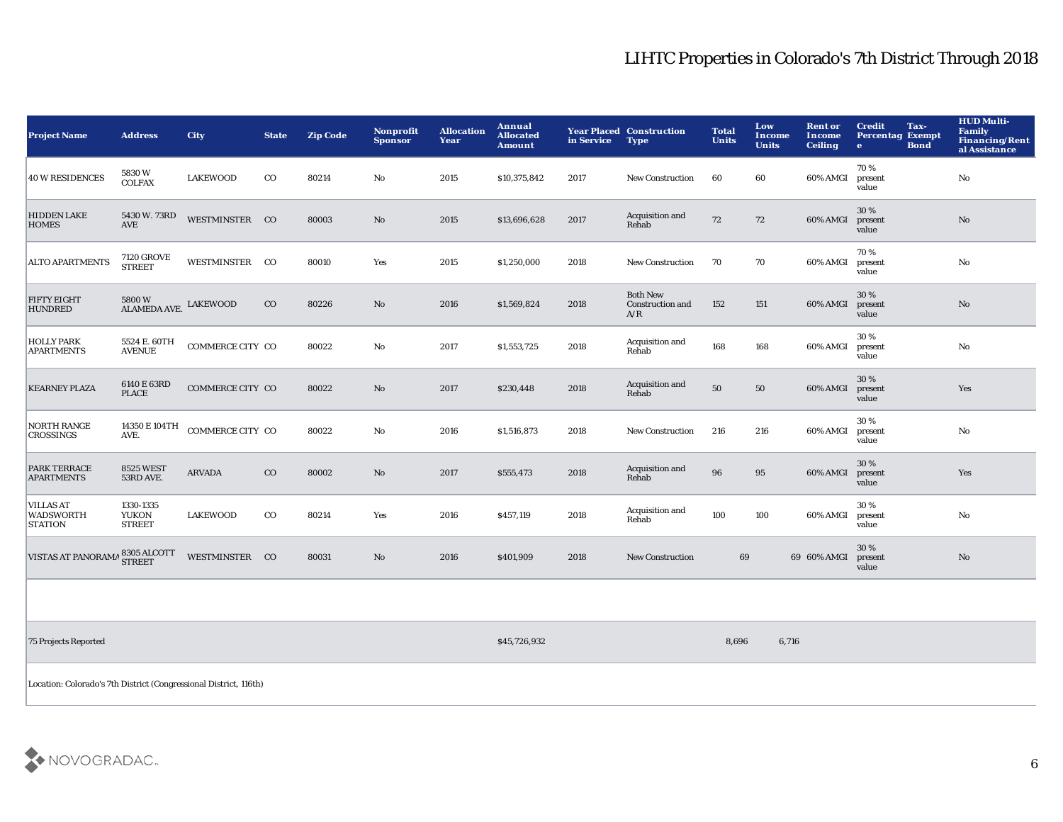# LIHTC Properties in Colorado's 7th District Through 2018

| Project Name | Address | City | State | Zip Code | Nonprofit Sponsor | Allocation Year | Annual Allocated Amount | Year Placed in Service | Construction Type | Total Units | Low Income Units | Rent or Income Ceiling | Credit Percentage | Tax-Exempt Bond | HUD Multi-Family Financing/Rental Assistance |
|---|---|---|---|---|---|---|---|---|---|---|---|---|---|---|---|
| 40 W RESIDENCES | 5830 W COLFAX | LAKEWOOD | CO | 80214 | No | 2015 | $10,375,842 | 2017 | New Construction | 60 | 60 | 60% AMGI | 70 % present value | | No |
| HIDDEN LAKE HOMES | 5430 W. 73RD AVE | WESTMINSTER | CO | 80003 | No | 2015 | $13,696,628 | 2017 | Acquisition and Rehab | 72 | 72 | 60% AMGI | 30 % present value | | No |
| ALTO APARTMENTS | 7120 GROVE STREET | WESTMINSTER | CO | 80010 | Yes | 2015 | $1,250,000 | 2018 | New Construction | 70 | 70 | 60% AMGI | 70 % present value | | No |
| FIFTY EIGHT HUNDRED | 5800 W ALAMEDA AVE. | LAKEWOOD | CO | 80226 | No | 2016 | $1,569,824 | 2018 | Both New Construction and A/R | 152 | 151 | 60% AMGI | 30 % present value | | No |
| HOLLY PARK APARTMENTS | 5524 E. 60TH AVENUE | COMMERCE CITY | CO | 80022 | No | 2017 | $1,553,725 | 2018 | Acquisition and Rehab | 168 | 168 | 60% AMGI | 30 % present value | | No |
| KEARNEY PLAZA | 6140 E 63RD PLACE | COMMERCE CITY | CO | 80022 | No | 2017 | $230,448 | 2018 | Acquisition and Rehab | 50 | 50 | 60% AMGI | 30 % present value | | Yes |
| NORTH RANGE CROSSINGS | 14350 E 104TH AVE. | COMMERCE CITY | CO | 80022 | No | 2016 | $1,516,873 | 2018 | New Construction | 216 | 216 | 60% AMGI | 30 % present value | | No |
| PARK TERRACE APARTMENTS | 8525 WEST 53RD AVE. | ARVADA | CO | 80002 | No | 2017 | $555,473 | 2018 | Acquisition and Rehab | 96 | 95 | 60% AMGI | 30 % present value | | Yes |
| VILLAS AT WADSWORTH STATION | 1330-1335 YUKON STREET | LAKEWOOD | CO | 80214 | Yes | 2016 | $457,119 | 2018 | Acquisition and Rehab | 100 | 100 | 60% AMGI | 30 % present value | | No |
| VISTAS AT PANORAMA | 8305 ALCOTT STREET | WESTMINSTER | CO | 80031 | No | 2016 | $401,909 | 2018 | New Construction | 69 | 69 | 60% AMGI | 30 % present value | | No |
| | | | | | | | | | | | | | | | |
| 75 Projects Reported | | | | | | | $45,726,932 | | | 8,696 | 6,716 | | | | |

Location: Colorado's 7th District (Congressional District, 116th)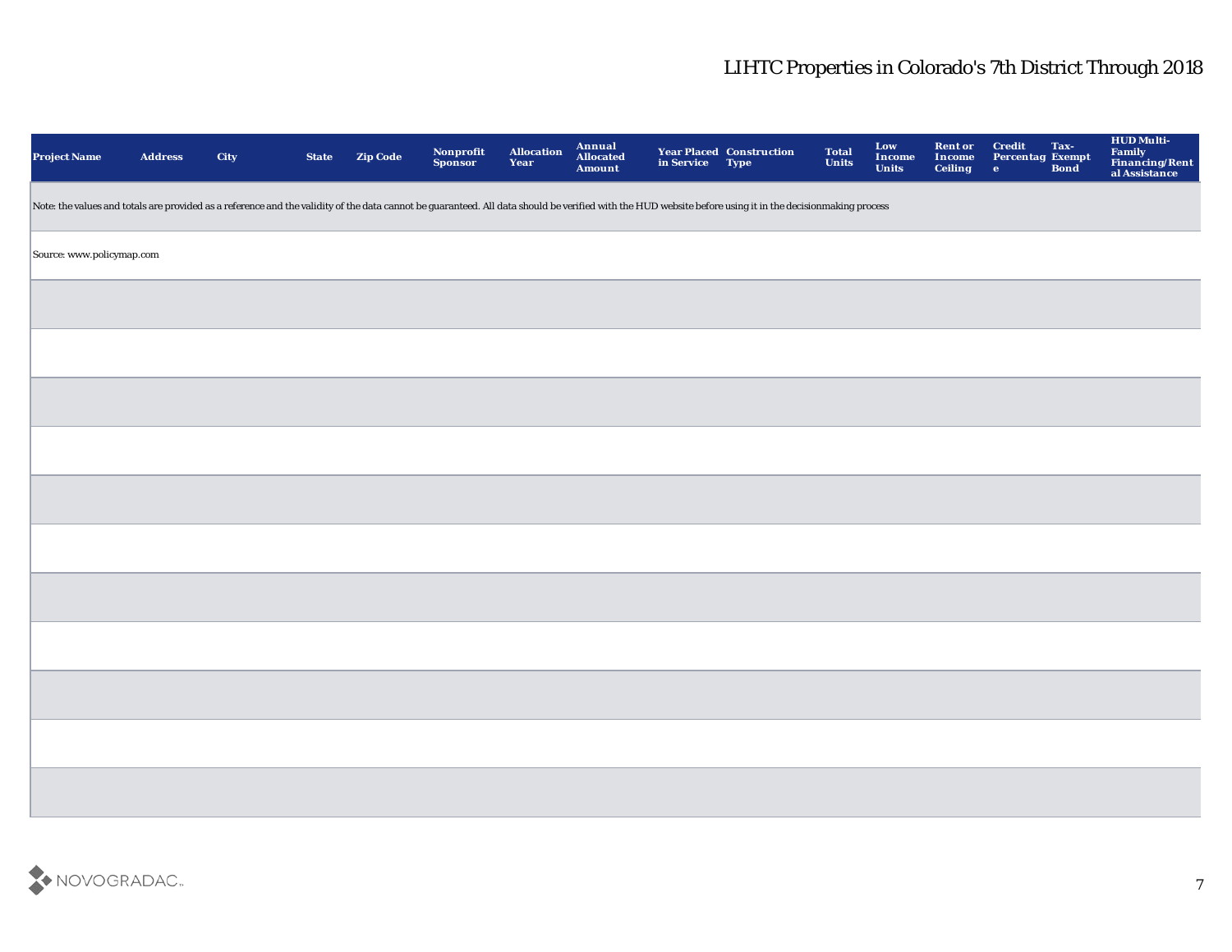# LIHTC Properties in Colorado's 7th District Through 2018

| Project Name | Address | City | State | Zip Code | Nonprofit Sponsor | Allocation Year | Annual Allocated Amount | Year Placed in Service | Construction Type | Total Units | Low Income Units | Rent or Income Ceiling | Credit Percentage | Tax-Exempt Bond | HUD Multi-Family Financing/Rental Assistance |
|---|---|---|---|---|---|---|---|---|---|---|---|---|---|---|---|

Note: the values and totals are provided as a reference and the validity of the data cannot be guaranteed. All data should be verified with the HUD website before using it in the decisionmaking process

Source: www.policymap.com